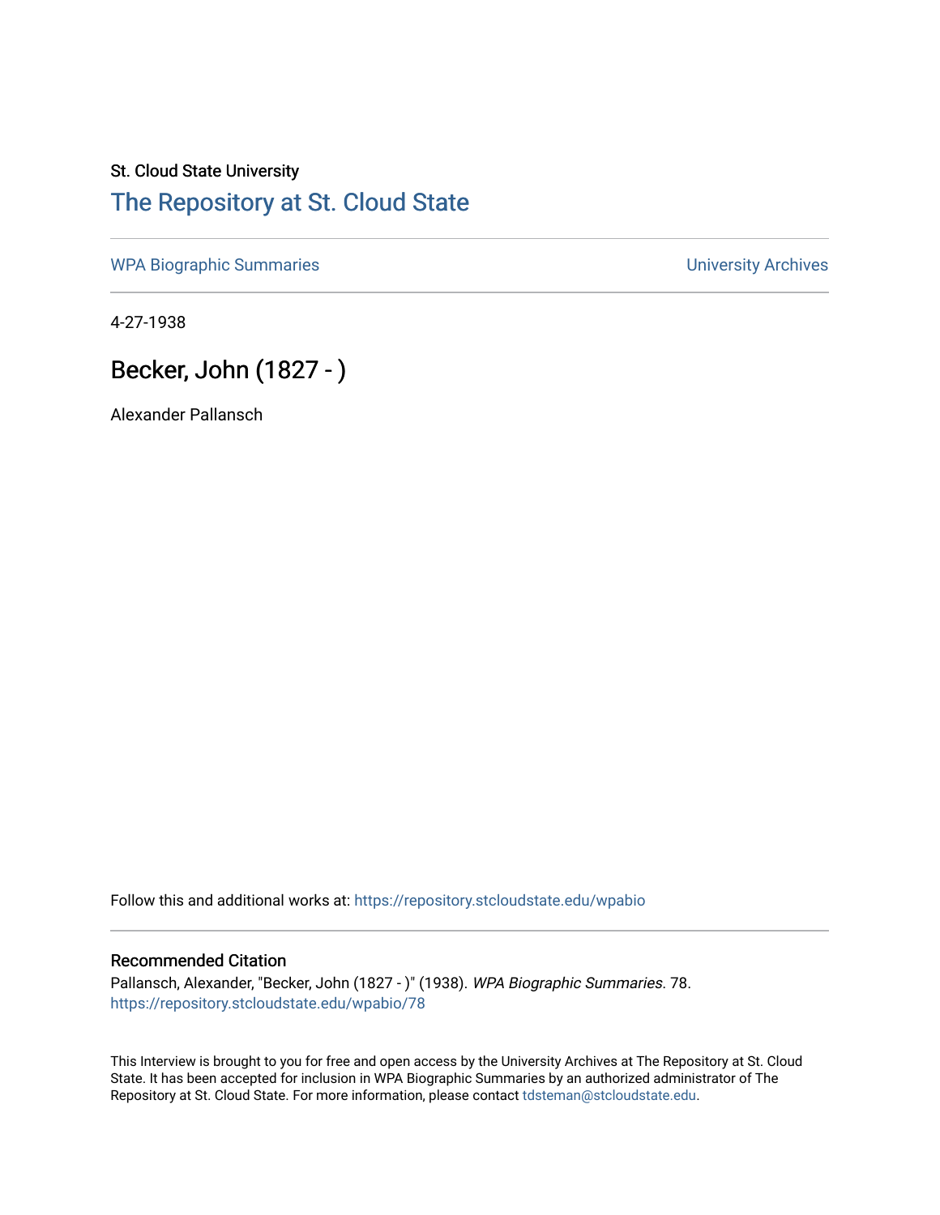St. Cloud State University

# The Repository at St. Cloud State

WPA Biographic Summaries | University Archives

4-27-1938

## Becker, John (1827 - )

Alexander Pallansch

Follow this and additional works at: https://repository.stcloudstate.edu/wpabio

### Recommended Citation

Pallansch, Alexander, "Becker, John (1827 - )" (1938). *WPA Biographic Summaries*. 78.
https://repository.stcloudstate.edu/wpabio/78

This Interview is brought to you for free and open access by the University Archives at The Repository at St. Cloud State. It has been accepted for inclusion in WPA Biographic Summaries by an authorized administrator of The Repository at St. Cloud State. For more information, please contact tdsteman@stcloudstate.edu.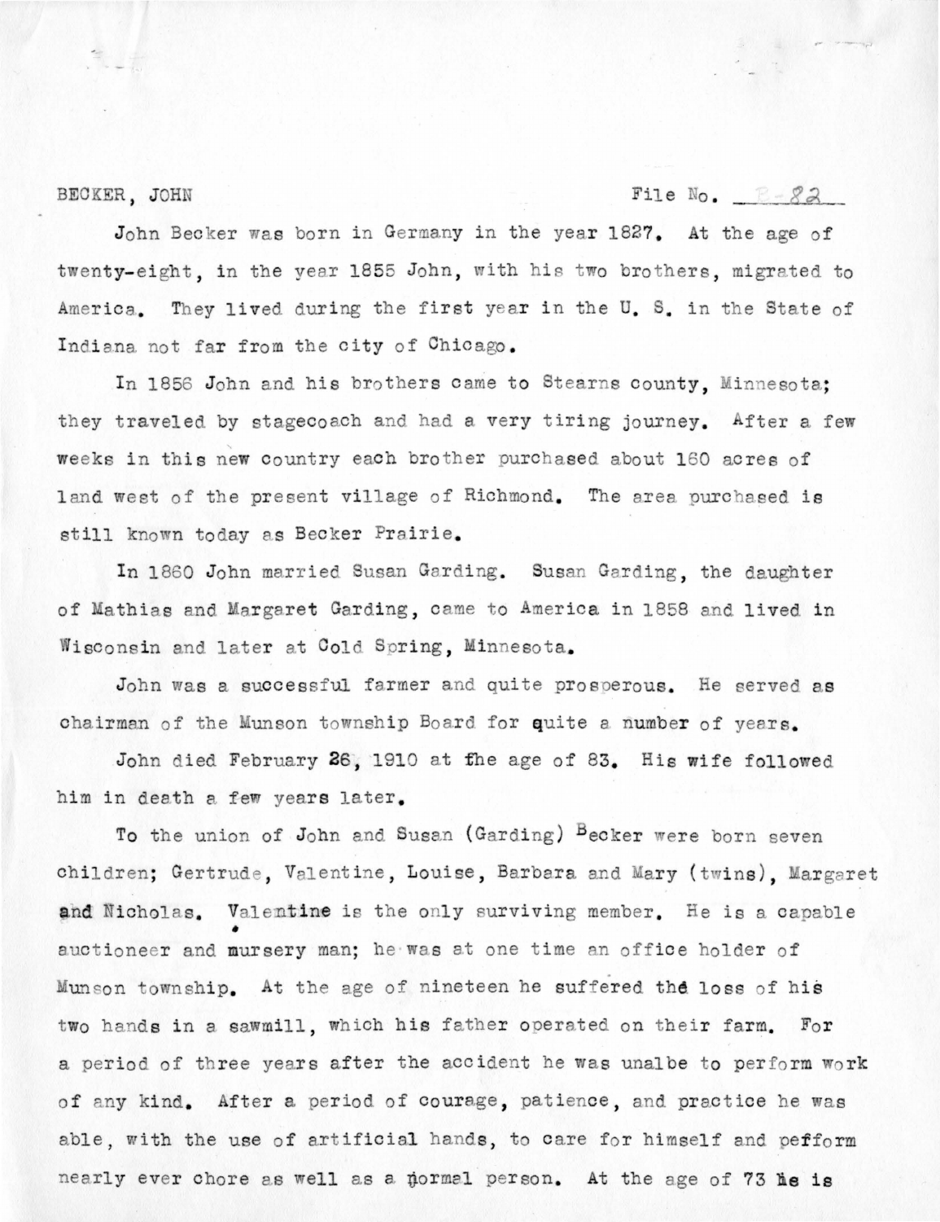BECKER, JOHN File No. B-82

John Becker was born in Germany in the year 1827. At the age of twenty-eight, in the year 1855 John, with his two brothers, migrated to America. They lived during the first year in the U. S. in the State of Indiana not far from the city of Chicago.

In 1856 John and his brothers came to Stearns county, Minnesota; they traveled by stagecoach and had a very tiring journey. After a few weeks in this new country each brother purchased about 160 acres of land west of the present village of Richmond. The area purchased is still known today as Becker Prairie.

In 1860 John married Susan Garding. Susan Garding, the daughter of Mathias and Margaret Garding, came to America in 1858 and lived in Wisconsin and later at Cold Spring, Minnesota.

John was a successful farmer and quite prosperous. He served as chairman of the Munson township Board for quite a number of years.

John died February 26, 1910 at the age of 83. His wife followed him in death a few years later.

To the union of John and Susan (Garding) Becker were born seven children; Gertrude, Valentine, Louise, Barbara and Mary (twins), Margaret and Nicholas. Valentine is the only surviving member. He is a capable auctioneer and mursery man; he was at one time an office holder of Munson township. At the age of nineteen he suffered the loss of his two hands in a sawmill, which his father operated on their farm. For a period of three years after the accident he was unalbe to perform work of any kind. After a period of courage, patience, and practice he was able, with the use of artificial hands, to care for himself and pefform nearly ever chore as well as a normal person. At the age of 73 he is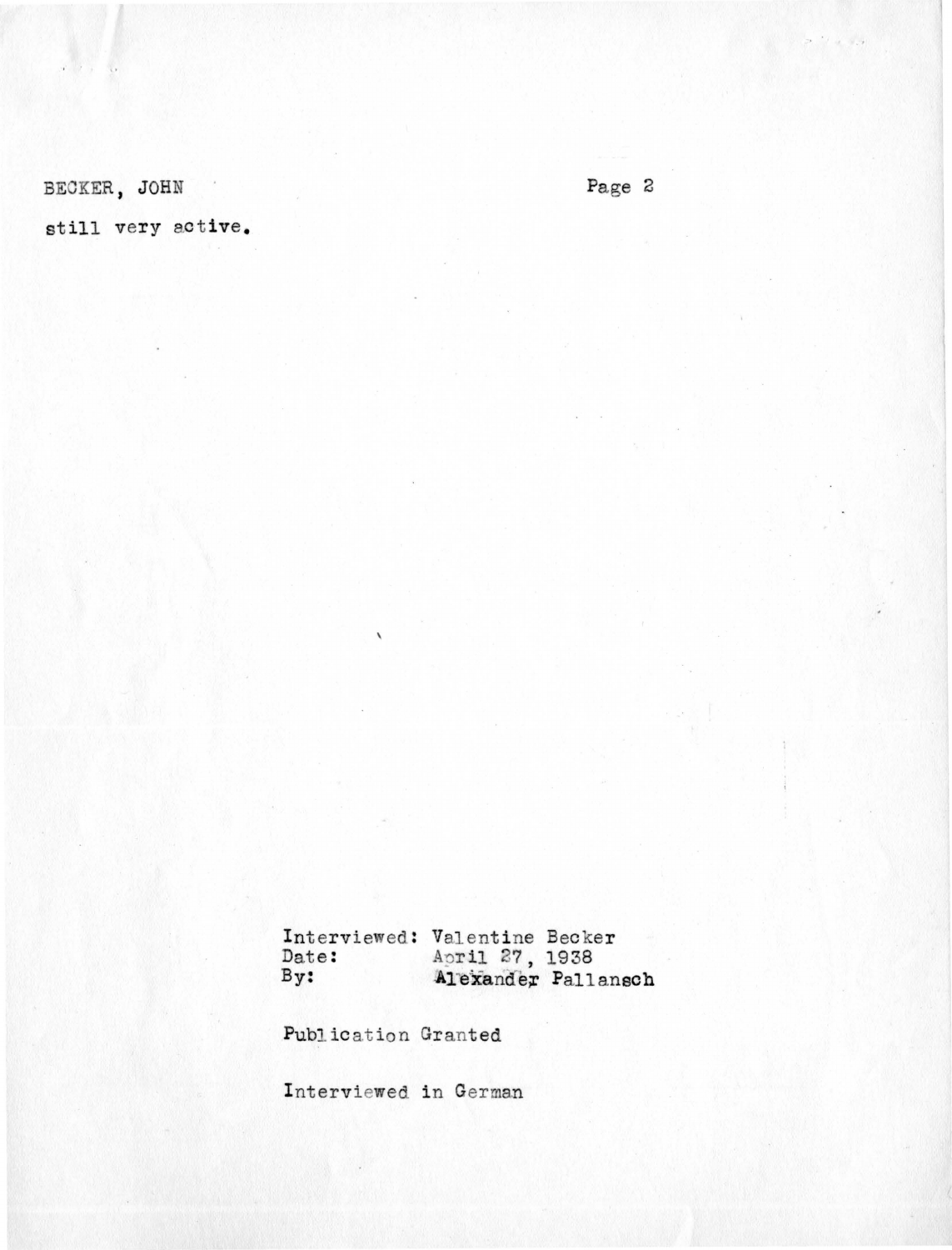still very active.

Interviewed: Valentine Becker
Date: April 27, 1938
By: Alexander Pallansch

Publication Granted

Interviewed in German